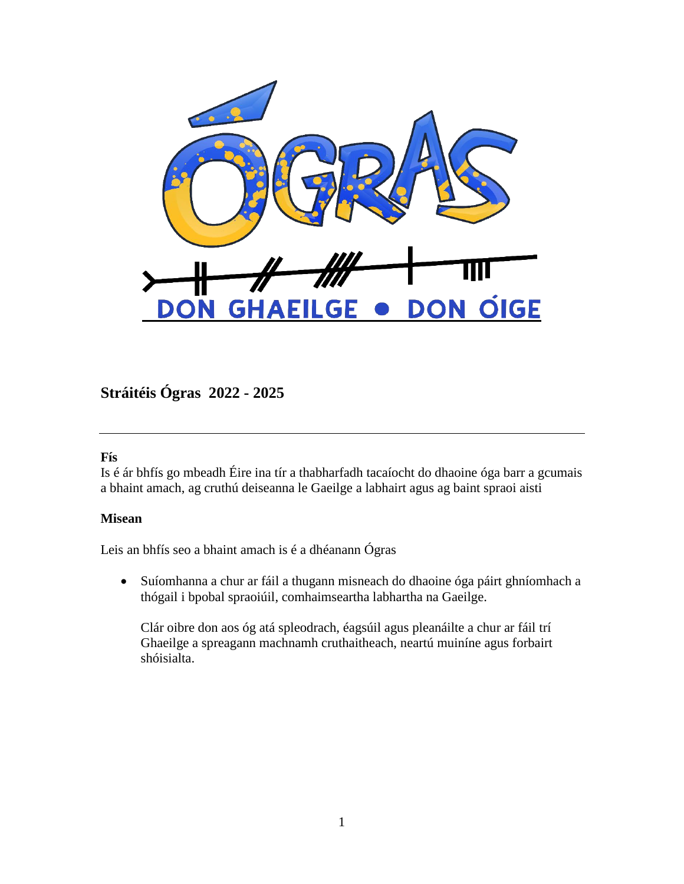ÓGRAS

DON GHAEILGE • DON ÓIGE

## Stráitéis Ógras 2022 - 2025

---

**Fís**

Is é ár bhfís go mbeadh Éire ina tír a thabharfadh tacaíocht do dhaoine óga barr a gcumais a bhaint amach, ag cruthú deiseanna le Gaeilge a labhairt agus ag baint spraoi aisti

**Misean**

Leis an bhfís seo a bhaint amach is é a dhéanann Ógras

- Suíomhanna a chur ar fáil a thugann misneach do dhaoine óga páirt ghníomhach a thógail i bpobal spraoiúil, comhaimseartha labhartha na Gaeilge.

  Clár oibre don aos óg atá spleodrach, éagsúil agus pleanáilte a chur ar fáil trí Ghaeilge a spreagann machnamh cruthaitheach, neartú muiníne agus forbairt shóisialta.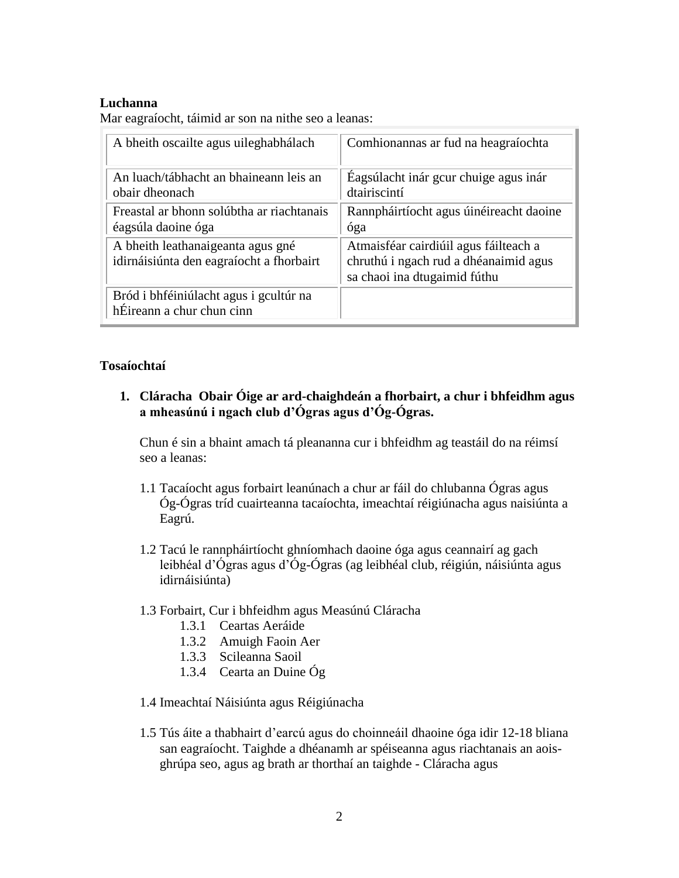**Luchanna**

Mar eagraíocht, táimid ar son na nithe seo a leanas:

| | |
|---|---|
| A bheith oscailte agus uileghabhálach | Comhionannas ar fud na heagraíochta |
| An luach/tábhacht an bhaineann leis an obair dheonach | Éagsúlacht inár gcur chuige agus inár dtairiscintí |
| Freastal ar bhonn solúbtha ar riachtanais éagsúla daoine óga | Rannpháirtíocht agus úinéireacht daoine óga |
| A bheith leathanaigeanta agus gné idirnáisiúnta den eagraíocht a fhorbairt | Atmaisféar cairdiúil agus fáilteach a chruthú i ngach rud a dhéanaimid agus sa chaoi ina dtugaimid fúthu |
| Bród i bhféiniúlacht agus i gcultúr na hÉireann a chur chun cinn | |

**Tosaíochtaí**

1. **Cláracha Obair Óige ar ard-chaighdeán a fhorbairt, a chur i bhfeidhm agus a mheasúnú i ngach club d'Ógras agus d'Óg-Ógras.**

   Chun é sin a bhaint amach tá pleananna cur i bhfeidhm ag teastáil do na réimsí seo a leanas:

   1.1 Tacaíocht agus forbairt leanúnach a chur ar fáil do chlubanna Ógras agus Óg-Ógras tríd cuairteanna tacaíochta, imeachtaí réigiúnacha agus naisiúnta a Eagrú.

   1.2 Tacú le rannpháirtíocht ghníomhach daoine óga agus ceannairí ag gach leibhéal d'Ógras agus d'Óg-Ógras (ag leibhéal club, réigiún, náisiúnta agus idirnáisiúnta)

   1.3 Forbairt, Cur i bhfeidhm agus Measúnú Cláracha
      - 1.3.1 Ceartas Aeráide
      - 1.3.2 Amuigh Faoin Aer
      - 1.3.3 Scileanna Saoil
      - 1.3.4 Cearta an Duine Óg

   1.4 Imeachtaí Náisiúnta agus Réigiúnacha

   1.5 Tús áite a thabhairt d'earcú agus do choinneáil dhaoine óga idir 12-18 bliana san eagraíocht. Taighde a dhéanamh ar spéiseanna agus riachtanais an aois-ghrúpa seo, agus ag brath ar thorthaí an taighde - Cláracha agus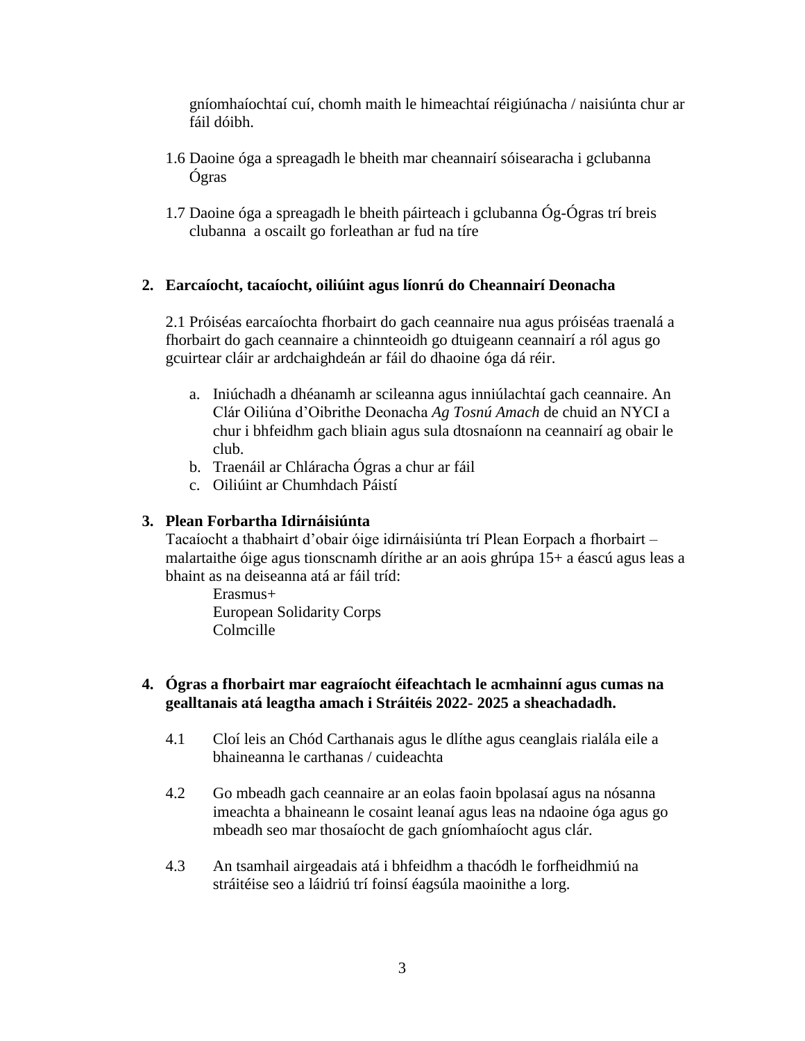gníomhaíochtaí cuí, chomh maith le himeachtaí réigiúnacha / naisiúnta chur ar fáil dóibh.

1.6 Daoine óga a spreagadh le bheith mar cheannairí sóisearacha i gclubanna Ógras

1.7 Daoine óga a spreagadh le bheith páirteach i gclubanna Óg-Ógras trí breis clubanna a oscailt go forleathan ar fud na tíre

**2. Earcaíocht, tacaíocht, oiliúint agus líonrú do Cheannairí Deonacha**

2.1 Próiséas earcaíochta fhorbairt do gach ceannaire nua agus próiséas traenalá a fhorbairt do gach ceannaire a chinnteoidh go dtuigeann ceannairí a ról agus go gcuirtear cláir ar ardchaighdeán ar fáil do dhaoine óga dá réir.

a. Iniúchadh a dhéanamh ar scileanna agus inniúlachtaí gach ceannaire. An Clár Oiliúna d'Oibrithe Deonacha *Ag Tosnú Amach* de chuid an NYCI a chur i bhfeidhm gach bliain agus sula dtosnaíonn na ceannairí ag obair le club.
b. Traenáil ar Chláracha Ógras a chur ar fáil
c. Oiliúint ar Chumhdach Páistí

**3. Plean Forbartha Idirnáisiúnta**

Tacaíocht a thabhairt d'obair óige idirnáisiúnta trí Plean Eorpach a fhorbairt – malartaithe óige agus tionscnamh dírithe ar an aois ghrúpa 15+ a éascú agus leas a bhaint as na deiseanna atá ar fáil tríd:

Erasmus+
European Solidarity Corps
Colmcille

**4. Ógras a fhorbairt mar eagraíocht éifeachtach le acmhainní agus cumas na ngealltanais atá leagtha amach i Stráitéis 2022- 2025 a sheachadadh.**

4.1 Cloí leis an Chód Carthanais agus le dlíthe agus ceanglais rialála eile a bhaineanna le carthanas / cuideachta

4.2 Go mbeadh gach ceannaire ar an eolas faoin bpolasaí agus na nósanna imeachta a bhaineann le cosaint leanaí agus leas na ndaoine óga agus go mbeadh seo mar thosaíocht de gach gníomhaíocht agus clár.

4.3 An tsamhail airgeadais atá i bhfeidhm a thacódh le forfheidhmiú na stráitéise seo a láidriú trí foinsí éagsúla maoinithe a lorg.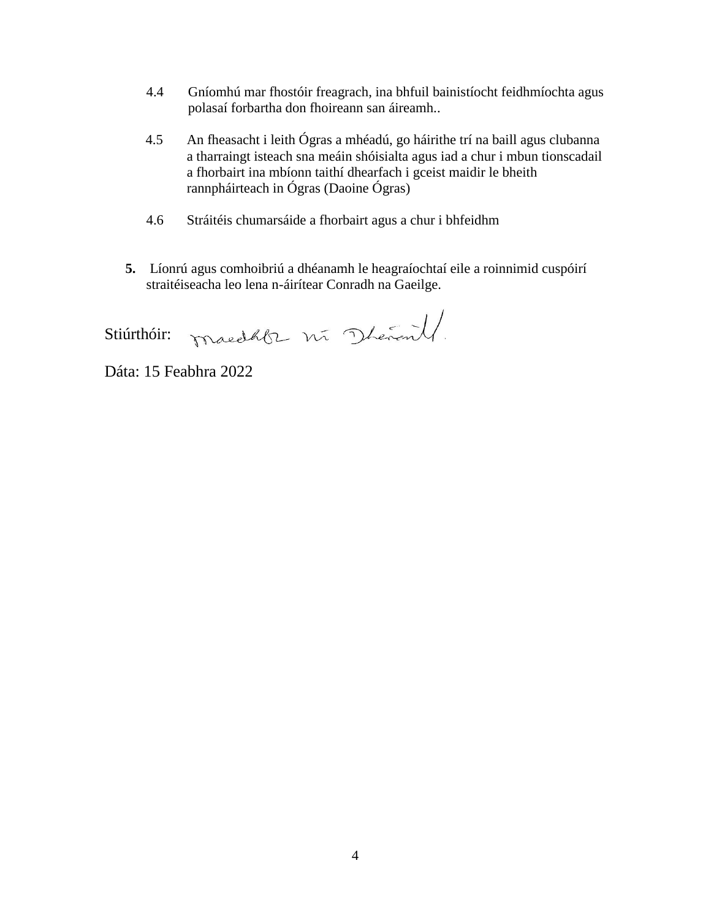4.4 Gníomhú mar fhostóir freagrach, ina bhfuil bainistíocht feidhmíochta agus polasaí forbartha don fhoireann san áireamh..

4.5 An fheasacht i leith Ógras a mhéadú, go háirithe trí na baill agus clubanna a tharraingt isteach sna meáin shóisialta agus iad a chur i mbun tionscadail a fhorbairt ina mbíonn taithí dhearfach i gceist maidir le bheith rannpháirteach in Ógras (Daoine Ógras)

4.6 Stráitéis chumarsáide a fhorbairt agus a chur i bhfeidhm

**5.** Líonrú agus comhoibriú a dhéanamh le heagraíochtaí eile a roinnimid cuspóirí straitéiseacha leo lena n-áirítear Conradh na Gaeilge.

Stiúrthóir: Maedhbh Ní Dhomhnaill

Dáta: 15 Feabhra 2022